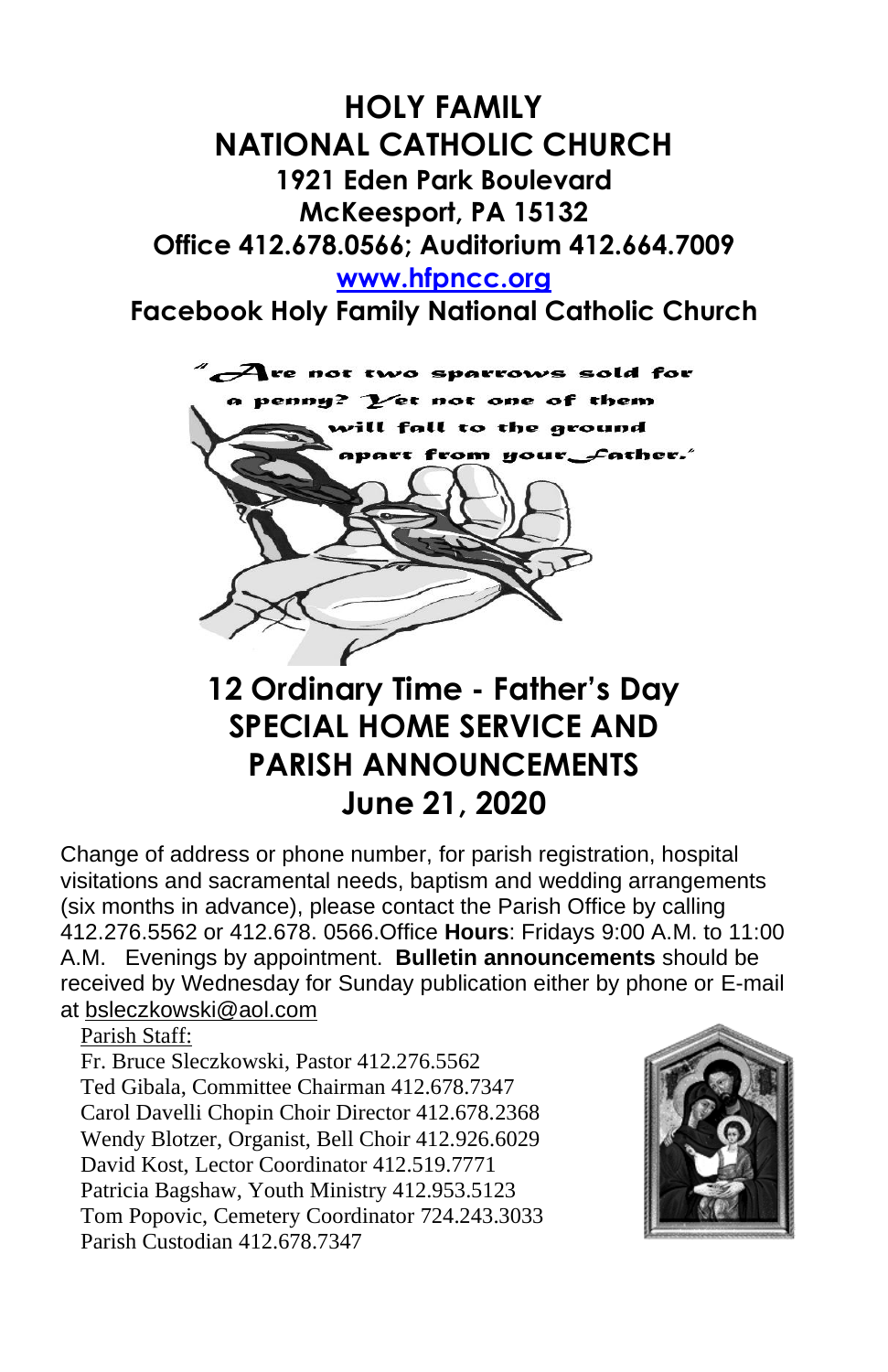# HOLY FAMILY NATIONAL CATHOLIC CHURCH

**1921 Eden Park Boulevard**
**McKeesport, PA 15132**
**Office 412.678.0566; Auditorium 412.664.7009**
**www.hfpncc.org**
**Facebook Holy Family National Catholic Church**

"Are not two sparrows sold for a penny? Yet not one of them will fall to the ground apart from your Father."

## 12 Ordinary Time - Father's Day
## SPECIAL HOME SERVICE AND PARISH ANNOUNCEMENTS
## June 21, 2020

Change of address or phone number, for parish registration, hospital visitations and sacramental needs, baptism and wedding arrangements (six months in advance), please contact the Parish Office by calling 412.276.5562 or 412.678. 0566.Office **Hours**: Fridays 9:00 A.M. to 11:00 A.M. Evenings by appointment. **Bulletin announcements** should be received by Wednesday for Sunday publication either by phone or E-mail at bsleczkowski@aol.com

Parish Staff:

Fr. Bruce Sleczkowski, Pastor 412.276.5562
Ted Gibala, Committee Chairman 412.678.7347
Carol Davelli Chopin Choir Director 412.678.2368
Wendy Blotzer, Organist, Bell Choir 412.926.6029
David Kost, Lector Coordinator 412.519.7771
Patricia Bagshaw, Youth Ministry 412.953.5123
Tom Popovic, Cemetery Coordinator 724.243.3033
Parish Custodian 412.678.7347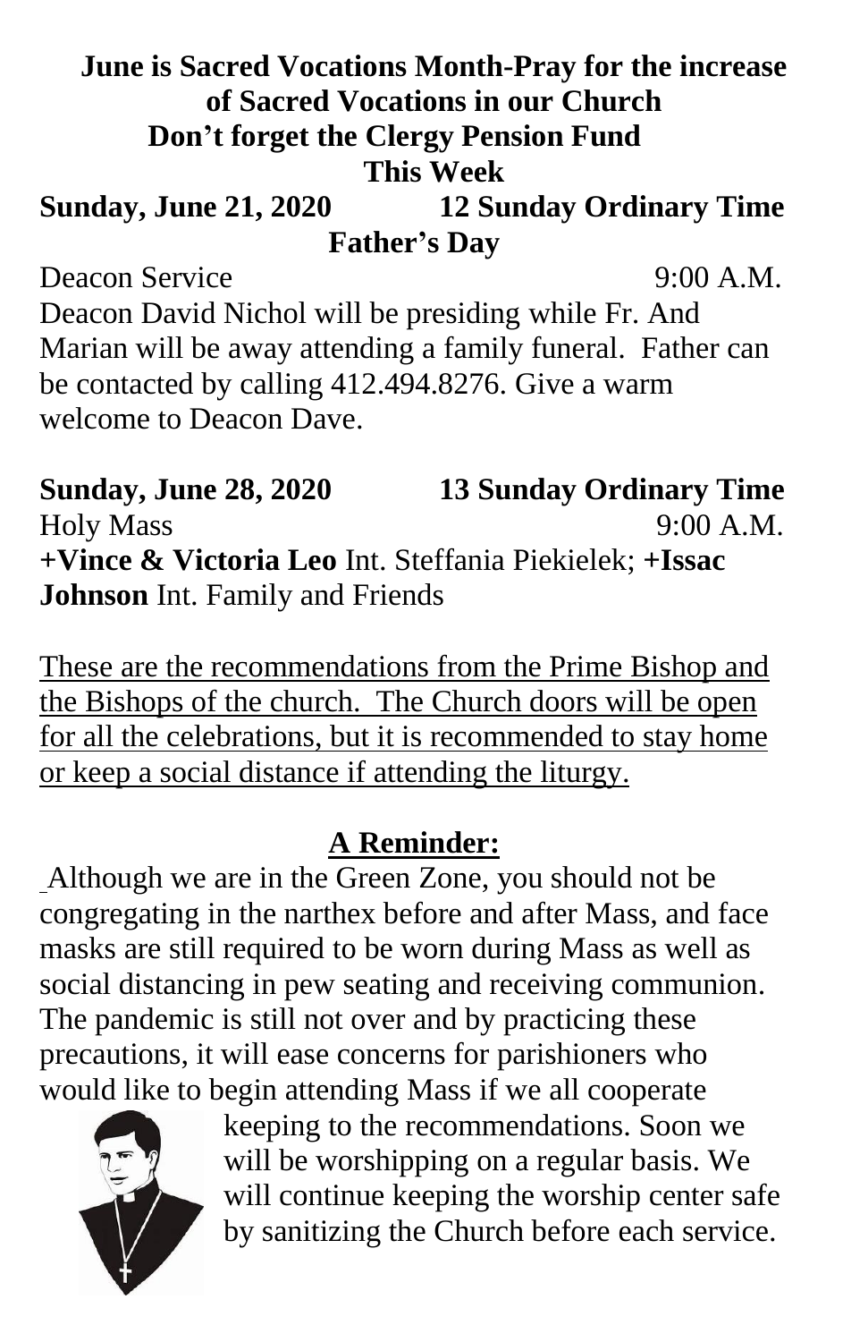**June is Sacred Vocations Month-Pray for the increase of Sacred Vocations in our Church**

**Don't forget the Clergy Pension Fund**

**This Week**

**Sunday, June 21, 2020 12 Sunday Ordinary Time**

**Father's Day**

Deacon Service 9:00 A.M.

Deacon David Nichol will be presiding while Fr. And Marian will be away attending a family funeral. Father can be contacted by calling 412.494.8276. Give a warm welcome to Deacon Dave.

**Sunday, June 28, 2020 13 Sunday Ordinary Time**

Holy Mass 9:00 A.M.

**+Vince & Victoria Leo** Int. Steffania Piekielek; **+Issac Johnson** Int. Family and Friends

<u>These are the recommendations from the Prime Bishop and the Bishops of the church. The Church doors will be open for all the celebrations, but it is recommended to stay home or keep a social distance if attending the liturgy.</u>

## <u>A Reminder:</u>

Although we are in the Green Zone, you should not be congregating in the narthex before and after Mass, and face masks are still required to be worn during Mass as well as social distancing in pew seating and receiving communion. The pandemic is still not over and by practicing these precautions, it will ease concerns for parishioners who would like to begin attending Mass if we all cooperate keeping to the recommendations. Soon we will be worshipping on a regular basis. We will continue keeping the worship center safe by sanitizing the Church before each service.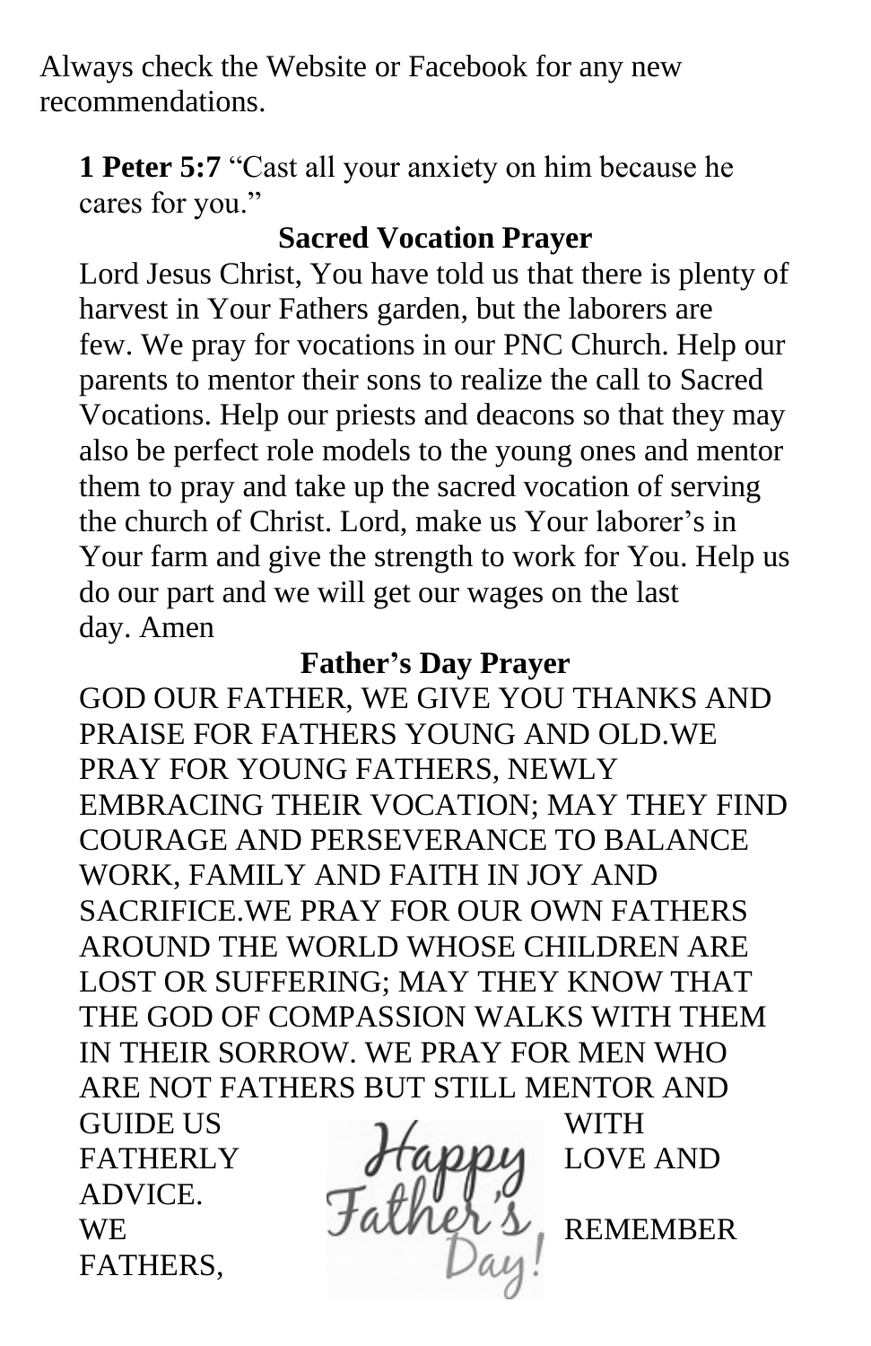Always check the Website or Facebook for any new recommendations.

**1 Peter 5:7** “Cast all your anxiety on him because he cares for you.”

**Sacred Vocation Prayer**

Lord Jesus Christ, You have told us that there is plenty of harvest in Your Fathers garden, but the laborers are few. We pray for vocations in our PNC Church. Help our parents to mentor their sons to realize the call to Sacred Vocations. Help our priests and deacons so that they may also be perfect role models to the young ones and mentor them to pray and take up the sacred vocation of serving the church of Christ. Lord, make us Your laborer’s in Your farm and give the strength to work for You. Help us do our part and we will get our wages on the last day. Amen

**Father’s Day Prayer**

GOD OUR FATHER, WE GIVE YOU THANKS AND PRAISE FOR FATHERS YOUNG AND OLD.WE PRAY FOR YOUNG FATHERS, NEWLY EMBRACING THEIR VOCATION; MAY THEY FIND COURAGE AND PERSEVERANCE TO BALANCE WORK, FAMILY AND FAITH IN JOY AND SACRIFICE.WE PRAY FOR OUR OWN FATHERS AROUND THE WORLD WHOSE CHILDREN ARE LOST OR SUFFERING; MAY THEY KNOW THAT THE GOD OF COMPASSION WALKS WITH THEM IN THEIR SORROW. WE PRAY FOR MEN WHO ARE NOT FATHERS BUT STILL MENTOR AND GUIDE US WITH FATHERLY LOVE AND ADVICE. WE REMEMBER FATHERS,

Happy Father's Day!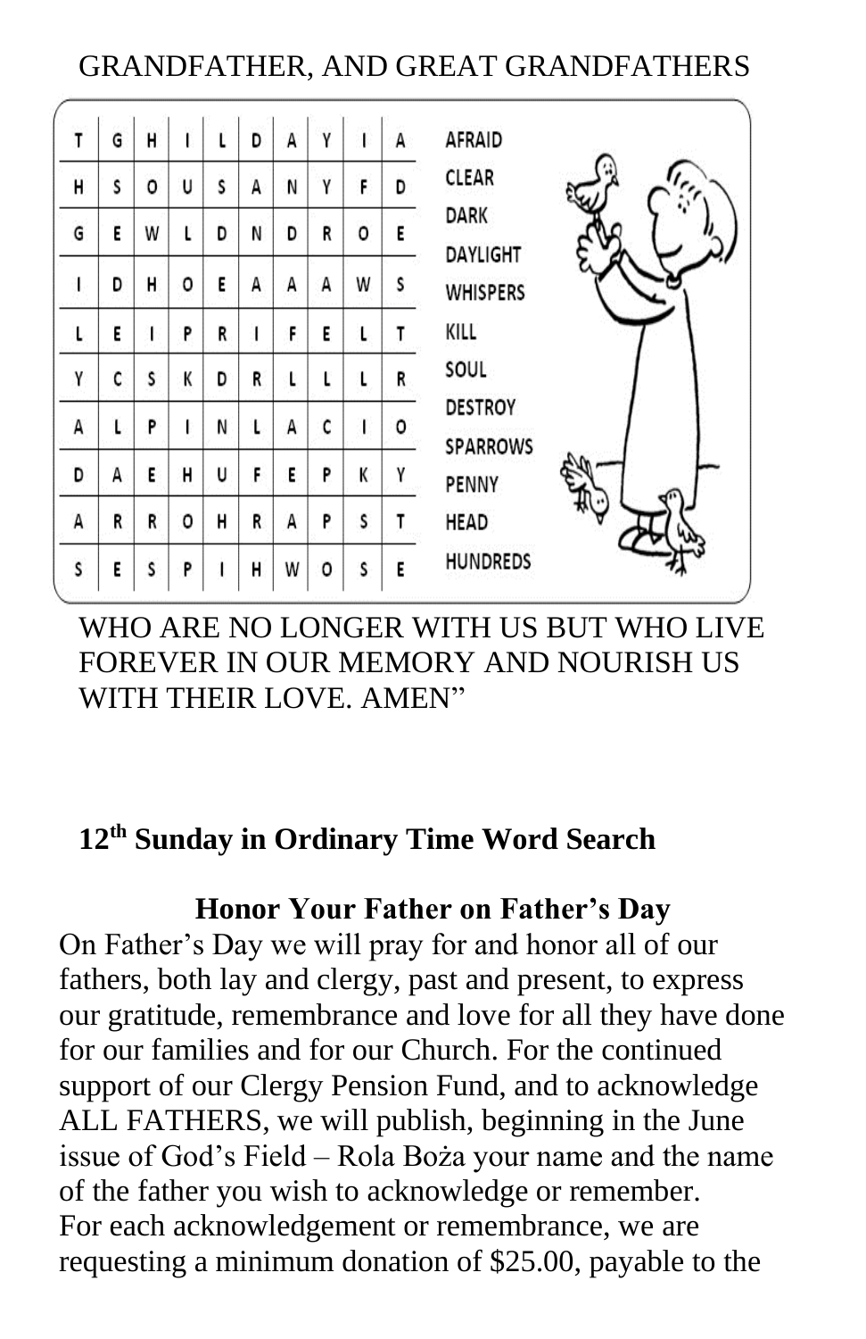GRANDFATHER, AND GREAT GRANDFATHERS

| | | | | | | | | | |
|---|---|---|---|---|---|---|---|---|---|
| T | G | H | I | L | D | A | Y | I | A |
| H | S | O | U | S | A | N | Y | F | D |
| G | E | W | L | D | N | D | R | O | E |
| I | D | H | O | E | A | A | A | W | S |
| L | E | I | P | R | I | F | E | L | T |
| Y | C | S | K | D | R | L | L | L | R |
| A | L | P | I | N | L | A | C | I | O |
| D | A | E | H | U | F | E | P | K | Y |
| A | R | R | O | H | R | A | P | S | T |
| S | E | S | P | I | H | W | O | S | E |

AFRAID
CLEAR
DARK
DAYLIGHT
WHISPERS
KILL
SOUL
DESTROY
SPARROWS
PENNY
HEAD
HUNDREDS

WHO ARE NO LONGER WITH US BUT WHO LIVE FOREVER IN OUR MEMORY AND NOURISH US WITH THEIR LOVE. AMEN"

**12th Sunday in Ordinary Time Word Search**

**Honor Your Father on Father's Day**

On Father's Day we will pray for and honor all of our fathers, both lay and clergy, past and present, to express our gratitude, remembrance and love for all they have done for our families and for our Church. For the continued support of our Clergy Pension Fund, and to acknowledge ALL FATHERS, we will publish, beginning in the June issue of God's Field – Rola Boża your name and the name of the father you wish to acknowledge or remember.
For each acknowledgement or remembrance, we are requesting a minimum donation of $25.00, payable to the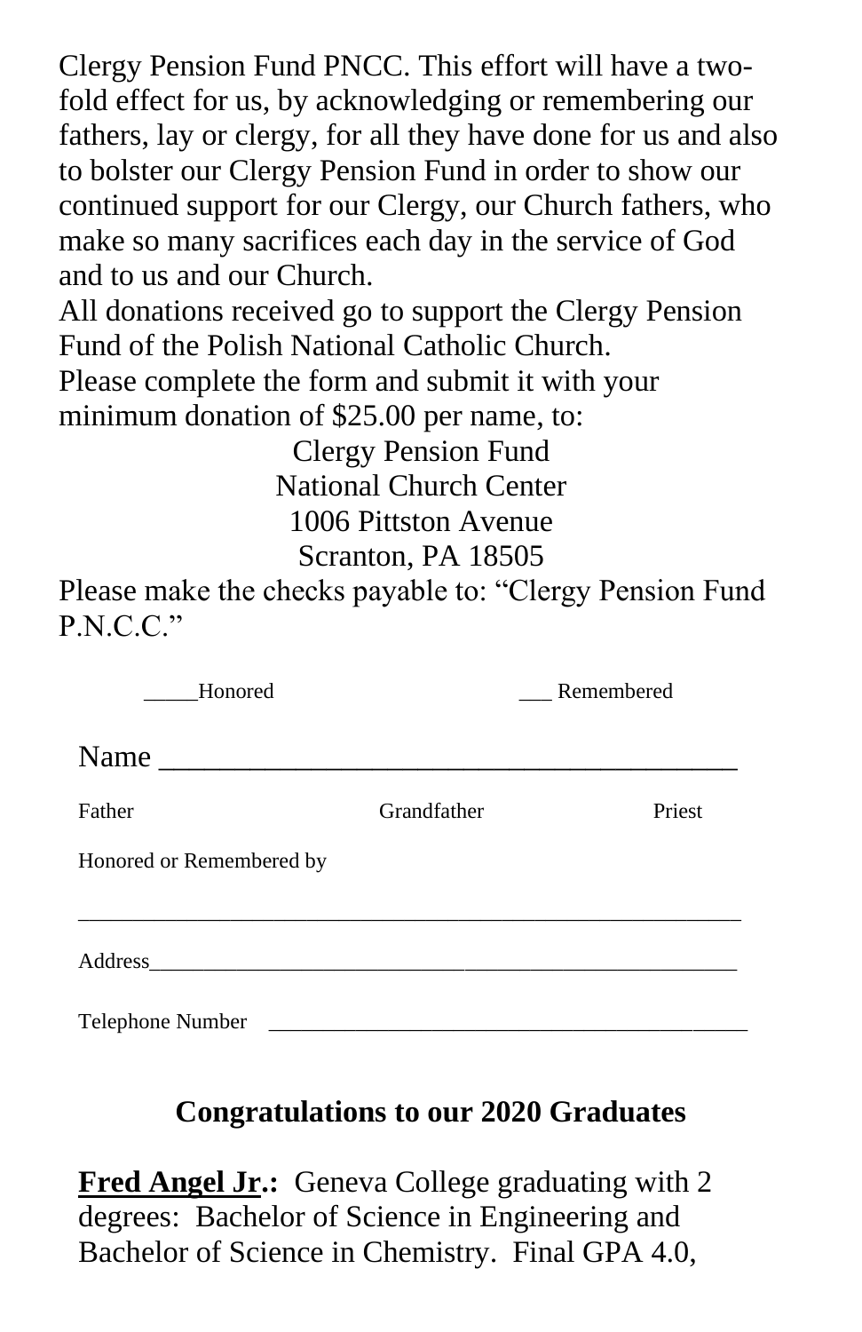Clergy Pension Fund PNCC. This effort will have a two-fold effect for us, by acknowledging or remembering our fathers, lay or clergy, for all they have done for us and also to bolster our Clergy Pension Fund in order to show our continued support for our Clergy, our Church fathers, who make so many sacrifices each day in the service of God and to us and our Church.

All donations received go to support the Clergy Pension Fund of the Polish National Catholic Church.

Please complete the form and submit it with your minimum donation of $25.00 per name, to:

Clergy Pension Fund
National Church Center
1006 Pittston Avenue
Scranton, PA 18505

Please make the checks payable to: "Clergy Pension Fund P.N.C.C."

_____Honored ___ Remembered

Name ______________________________________

Father Grandfather Priest

Honored or Remembered by

________________________________________________________

Address____________________________________________________

Telephone Number ___________________________________________

## Congratulations to our 2020 Graduates

**Fred Angel Jr.:** Geneva College graduating with 2 degrees: Bachelor of Science in Engineering and Bachelor of Science in Chemistry. Final GPA 4.0,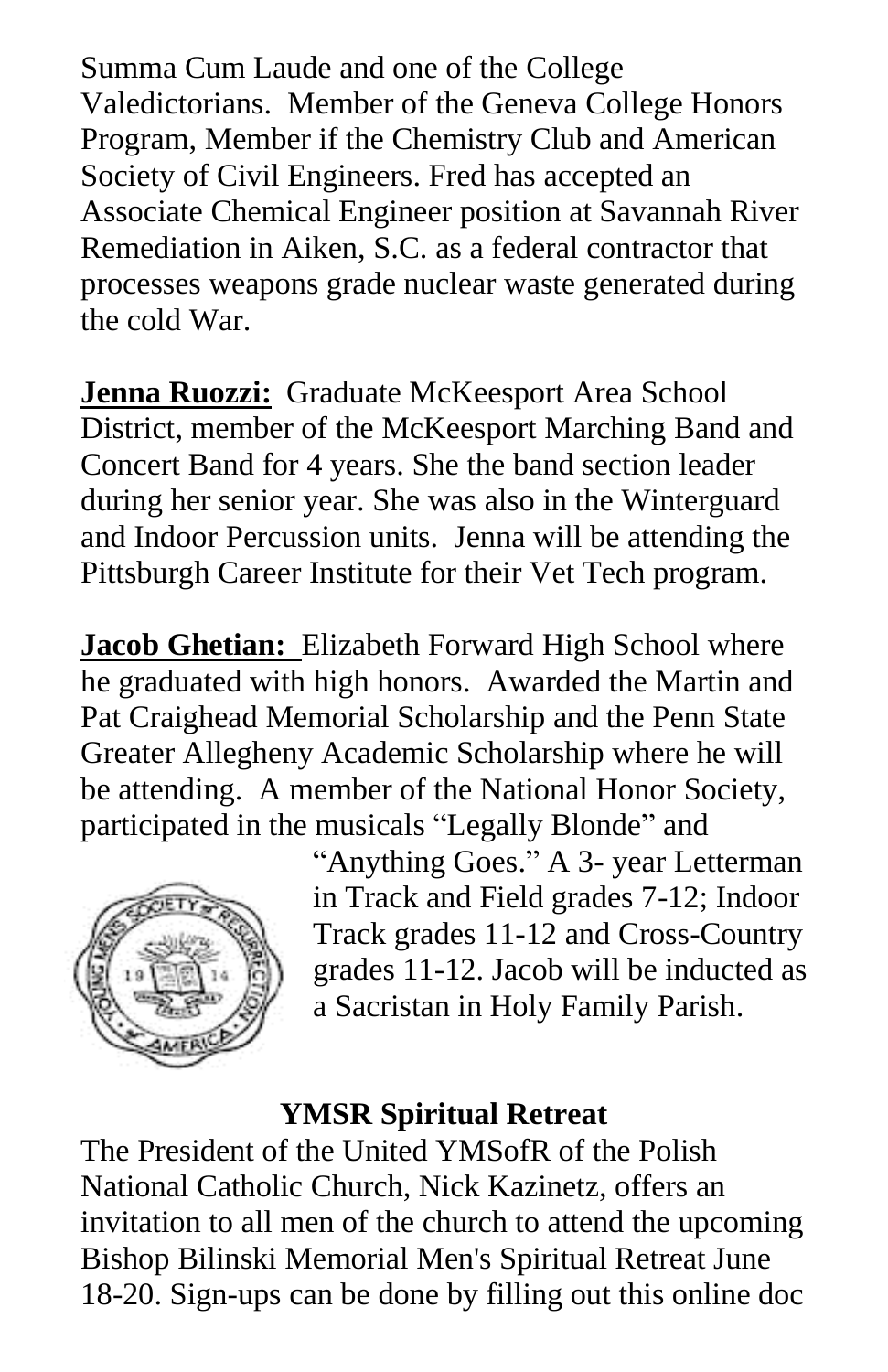Summa Cum Laude and one of the College Valedictorians. Member of the Geneva College Honors Program, Member if the Chemistry Club and American Society of Civil Engineers. Fred has accepted an Associate Chemical Engineer position at Savannah River Remediation in Aiken, S.C. as a federal contractor that processes weapons grade nuclear waste generated during the cold War.

**Jenna Ruozzi:** Graduate McKeesport Area School District, member of the McKeesport Marching Band and Concert Band for 4 years. She the band section leader during her senior year. She was also in the Winterguard and Indoor Percussion units. Jenna will be attending the Pittsburgh Career Institute for their Vet Tech program.

**Jacob Ghetian:** Elizabeth Forward High School where he graduated with high honors. Awarded the Martin and Pat Craighead Memorial Scholarship and the Penn State Greater Allegheny Academic Scholarship where he will be attending. A member of the National Honor Society, participated in the musicals "Legally Blonde" and "Anything Goes." A 3- year Letterman in Track and Field grades 7-12; Indoor Track grades 11-12 and Cross-Country grades 11-12. Jacob will be inducted as a Sacristan in Holy Family Parish.

## YMSR Spiritual Retreat

The President of the United YMSofR of the Polish National Catholic Church, Nick Kazinetz, offers an invitation to all men of the church to attend the upcoming Bishop Bilinski Memorial Men's Spiritual Retreat June 18-20. Sign-ups can be done by filling out this online doc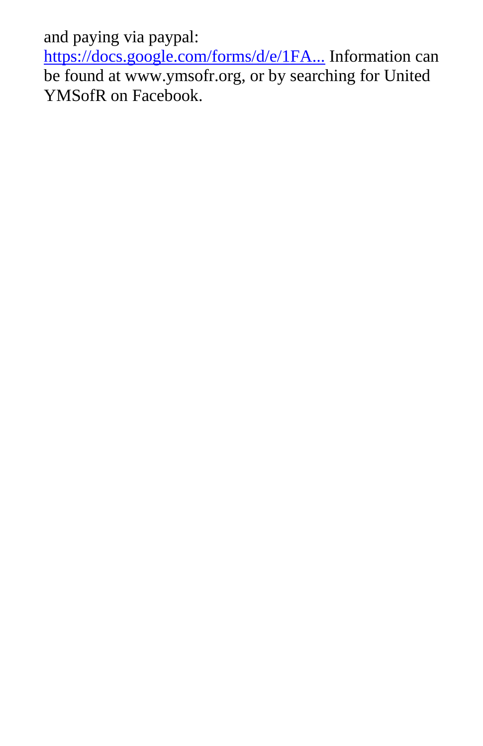and paying via paypal: [https://docs.google.com/forms/d/e/1FA...](https://docs.google.com/forms/d/e/1FA...) Information can be found at www.ymsofr.org, or by searching for United YMSofR on Facebook.